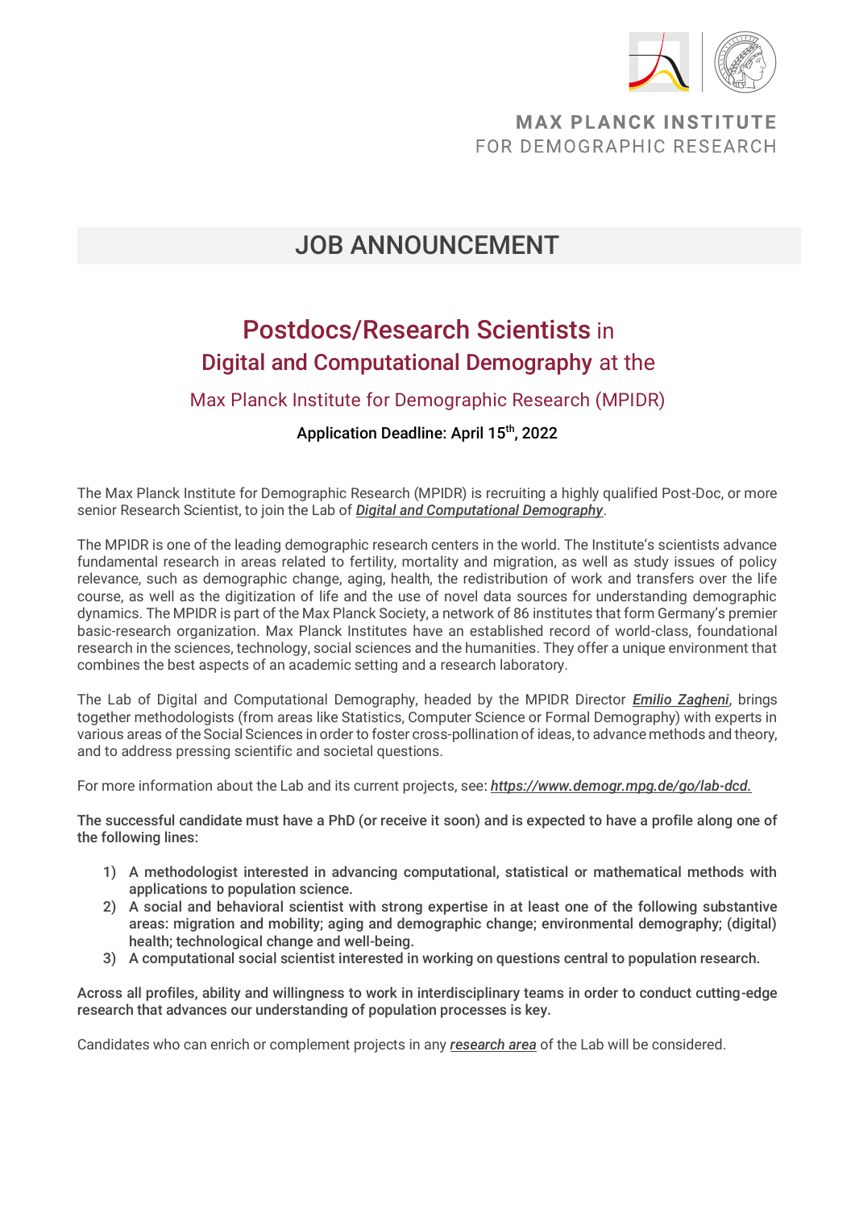MAX PLANCK INSTITUTE
FOR DEMOGRAPHIC RESEARCH

# JOB ANNOUNCEMENT

## Postdocs/Research Scientists in Digital and Computational Demography at the Max Planck Institute for Demographic Research (MPIDR)

**Application Deadline: April 15th, 2022**

The Max Planck Institute for Demographic Research (MPIDR) is recruiting a highly qualified Post-Doc, or more senior Research Scientist, to join the Lab of ***Digital and Computational Demography***.

The MPIDR is one of the leading demographic research centers in the world. The Institute's scientists advance fundamental research in areas related to fertility, mortality and migration, as well as study issues of policy relevance, such as demographic change, aging, health, the redistribution of work and transfers over the life course, as well as the digitization of life and the use of novel data sources for understanding demographic dynamics. The MPIDR is part of the Max Planck Society, a network of 86 institutes that form Germany's premier basic-research organization. Max Planck Institutes have an established record of world-class, foundational research in the sciences, technology, social sciences and the humanities. They offer a unique environment that combines the best aspects of an academic setting and a research laboratory.

The Lab of Digital and Computational Demography, headed by the MPIDR Director ***Emilio Zagheni***, brings together methodologists (from areas like Statistics, Computer Science or Formal Demography) with experts in various areas of the Social Sciences in order to foster cross-pollination of ideas, to advance methods and theory, and to address pressing scientific and societal questions.

For more information about the Lab and its current projects, see: ***https://www.demogr.mpg.de/go/lab-dcd.***

**The successful candidate must have a PhD (or receive it soon) and is expected to have a profile along one of the following lines:**

1) **A methodologist interested in advancing computational, statistical or mathematical methods with applications to population science.**
2) **A social and behavioral scientist with strong expertise in at least one of the following substantive areas: migration and mobility; aging and demographic change; environmental demography; (digital) health; technological change and well-being.**
3) **A computational social scientist interested in working on questions central to population research.**

**Across all profiles, ability and willingness to work in interdisciplinary teams in order to conduct cutting-edge research that advances our understanding of population processes is key.**

Candidates who can enrich or complement projects in any ***research area*** of the Lab will be considered.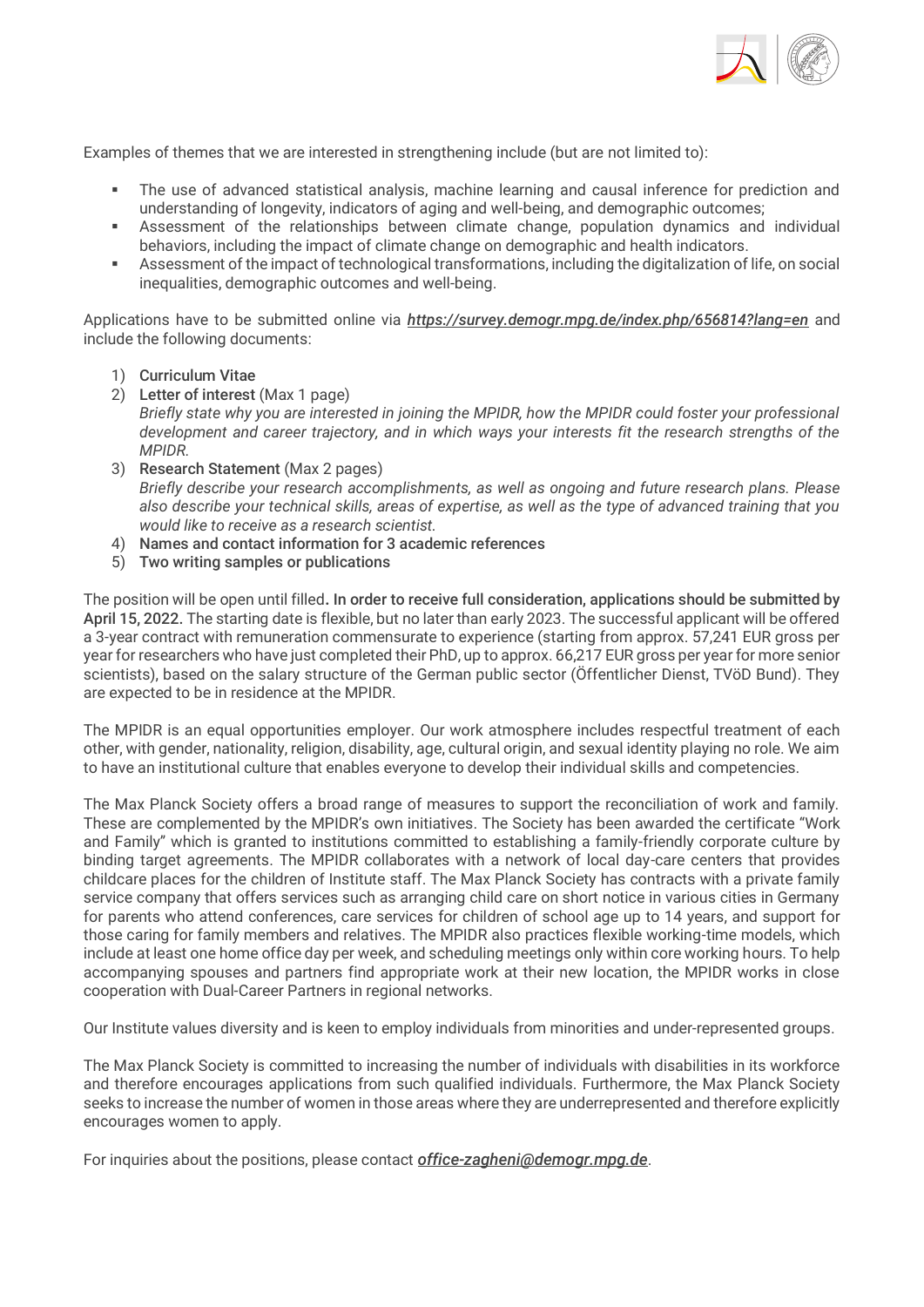Examples of themes that we are interested in strengthening include (but are not limited to):

- The use of advanced statistical analysis, machine learning and causal inference for prediction and understanding of longevity, indicators of aging and well-being, and demographic outcomes;
- Assessment of the relationships between climate change, population dynamics and individual behaviors, including the impact of climate change on demographic and health indicators.
- Assessment of the impact of technological transformations, including the digitalization of life, on social inequalities, demographic outcomes and well-being.

Applications have to be submitted online via ***https://survey.demogr.mpg.de/index.php/656814?lang=en*** and include the following documents:

1) Curriculum Vitae
2) Letter of interest (Max 1 page)
   *Briefly state why you are interested in joining the MPIDR, how the MPIDR could foster your professional development and career trajectory, and in which ways your interests fit the research strengths of the MPIDR.*
3) Research Statement (Max 2 pages)
   *Briefly describe your research accomplishments, as well as ongoing and future research plans. Please also describe your technical skills, areas of expertise, as well as the type of advanced training that you would like to receive as a research scientist.*
4) Names and contact information for 3 academic references
5) Two writing samples or publications

The position will be open until filled**. In order to receive full consideration, applications should be submitted by April 15, 2022.** The starting date is flexible, but no later than early 2023. The successful applicant will be offered a 3-year contract with remuneration commensurate to experience (starting from approx. 57,241 EUR gross per year for researchers who have just completed their PhD, up to approx. 66,217 EUR gross per year for more senior scientists), based on the salary structure of the German public sector (Öffentlicher Dienst, TVöD Bund). They are expected to be in residence at the MPIDR.

The MPIDR is an equal opportunities employer. Our work atmosphere includes respectful treatment of each other, with gender, nationality, religion, disability, age, cultural origin, and sexual identity playing no role. We aim to have an institutional culture that enables everyone to develop their individual skills and competencies.

The Max Planck Society offers a broad range of measures to support the reconciliation of work and family. These are complemented by the MPIDR's own initiatives. The Society has been awarded the certificate "Work and Family" which is granted to institutions committed to establishing a family-friendly corporate culture by binding target agreements. The MPIDR collaborates with a network of local day-care centers that provides childcare places for the children of Institute staff. The Max Planck Society has contracts with a private family service company that offers services such as arranging child care on short notice in various cities in Germany for parents who attend conferences, care services for children of school age up to 14 years, and support for those caring for family members and relatives. The MPIDR also practices flexible working-time models, which include at least one home office day per week, and scheduling meetings only within core working hours. To help accompanying spouses and partners find appropriate work at their new location, the MPIDR works in close cooperation with Dual-Career Partners in regional networks.

Our Institute values diversity and is keen to employ individuals from minorities and under-represented groups.

The Max Planck Society is committed to increasing the number of individuals with disabilities in its workforce and therefore encourages applications from such qualified individuals. Furthermore, the Max Planck Society seeks to increase the number of women in those areas where they are underrepresented and therefore explicitly encourages women to apply.

For inquiries about the positions, please contact ***office-zagheni@demogr.mpg.de***.